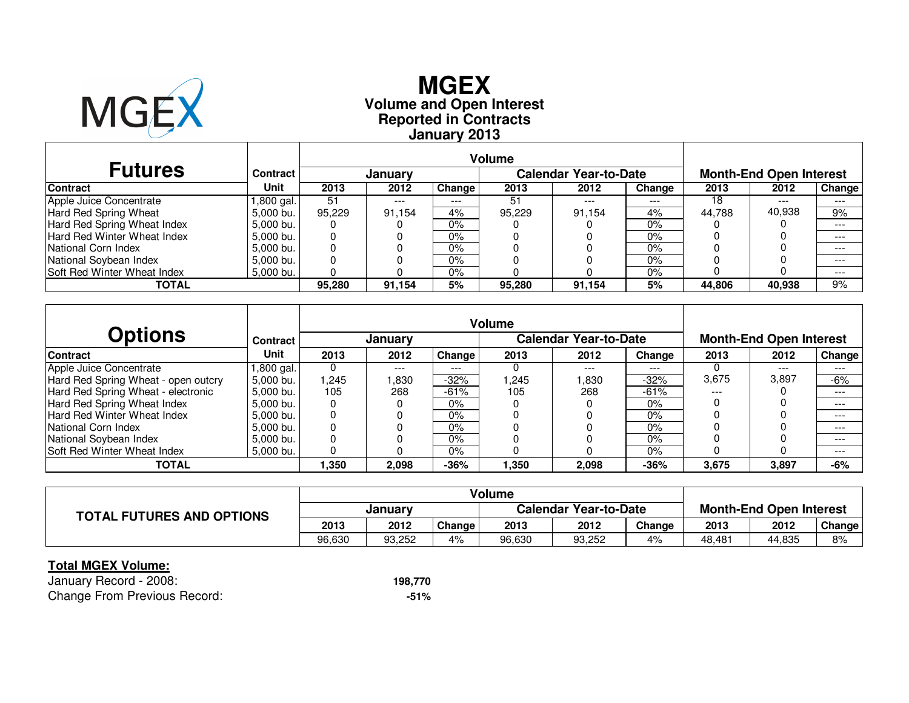# MGEX

## Volume and Open Interest
## Reported in Contracts
## January 2013

| Futures | Contract | Volume | | | | | | Month-End Open Interest | | |
|---|---|---|---|---|---|---|---|---|---|---|
| | | January | | | Calendar Year-to-Date | | | | | |
| **Contract** | **Unit** | **2013** | **2012** | **Change** | **2013** | **2012** | **Change** | **2013** | **2012** | **Change** |
| Apple Juice Concentrate | 1,800 gal. | 51 | --- | --- | 51 | --- | --- | 18 | --- | --- |
| Hard Red Spring Wheat | 5,000 bu. | 95,229 | 91,154 | 4% | 95,229 | 91,154 | 4% | 44,788 | 40,938 | 9% |
| Hard Red Spring Wheat Index | 5,000 bu. | 0 | 0 | 0% | 0 | 0 | 0% | 0 | 0 | --- |
| Hard Red Winter Wheat Index | 5,000 bu. | 0 | 0 | 0% | 0 | 0 | 0% | 0 | 0 | --- |
| National Corn Index | 5,000 bu. | 0 | 0 | 0% | 0 | 0 | 0% | 0 | 0 | --- |
| National Soybean Index | 5,000 bu. | 0 | 0 | 0% | 0 | 0 | 0% | 0 | 0 | --- |
| Soft Red Winter Wheat Index | 5,000 bu. | 0 | 0 | 0% | 0 | 0 | 0% | 0 | 0 | --- |
| **TOTAL** | | **95,280** | **91,154** | **5%** | **95,280** | **91,154** | **5%** | **44,806** | **40,938** | 9% |

| Options | Contract | Volume | | | | | | Month-End Open Interest | | |
|---|---|---|---|---|---|---|---|---|---|---|
| | | January | | | Calendar Year-to-Date | | | | | |
| **Contract** | **Unit** | **2013** | **2012** | **Change** | **2013** | **2012** | **Change** | **2013** | **2012** | **Change** |
| Apple Juice Concentrate | 1,800 gal. | 0 | --- | --- | 0 | --- | --- | 0 | --- | --- |
| Hard Red Spring Wheat - open outcry | 5,000 bu. | 1,245 | 1,830 | -32% | 1,245 | 1,830 | -32% | 3,675 | 3,897 | -6% |
| Hard Red Spring Wheat - electronic | 5,000 bu. | 105 | 268 | -61% | 105 | 268 | -61% | --- | 0 | --- |
| Hard Red Spring Wheat Index | 5,000 bu. | 0 | 0 | 0% | 0 | 0 | 0% | 0 | 0 | --- |
| Hard Red Winter Wheat Index | 5,000 bu. | 0 | 0 | 0% | 0 | 0 | 0% | 0 | 0 | --- |
| National Corn Index | 5,000 bu. | 0 | 0 | 0% | 0 | 0 | 0% | 0 | 0 | --- |
| National Soybean Index | 5,000 bu. | 0 | 0 | 0% | 0 | 0 | 0% | 0 | 0 | --- |
| Soft Red Winter Wheat Index | 5,000 bu. | 0 | 0 | 0% | 0 | 0 | 0% | 0 | 0 | --- |
| **TOTAL** | | **1,350** | **2,098** | **-36%** | **1,350** | **2,098** | **-36%** | **3,675** | **3,897** | **-6%** |

| TOTAL FUTURES AND OPTIONS | Volume | | | | | | Month-End Open Interest | | |
|---|---|---|---|---|---|---|---|---|---|
| | January | | | Calendar Year-to-Date | | | | | |
| | **2013** | **2012** | **Change** | **2013** | **2012** | **Change** | **2013** | **2012** | **Change** |
| | 96,630 | 93,252 | 4% | 96,630 | 93,252 | 4% | 48,481 | 44,835 | 8% |

**Total MGEX Volume:**

January Record - 2008: **198,770**

Change From Previous Record: **-51%**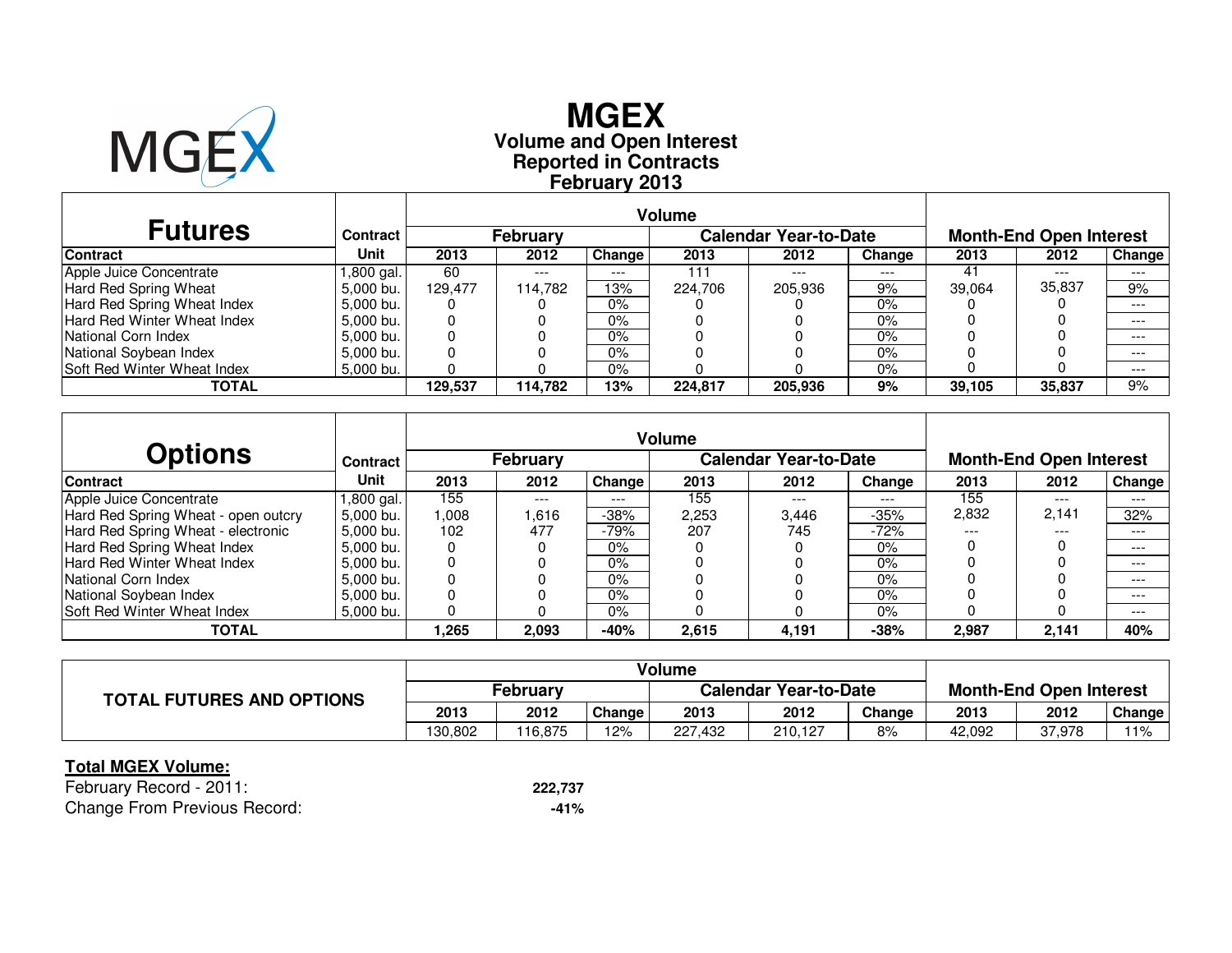# MGEX

## Volume and Open Interest Reported in Contracts February 2013

| Futures | Contract | Volume | | | | | | Month-End Open Interest | | |
|---|---|---|---|---|---|---|---|---|---|---|
| | | February | | | Calendar Year-to-Date | | | | | |
| Contract | Unit | 2013 | 2012 | Change | 2013 | 2012 | Change | 2013 | 2012 | Change |
| Apple Juice Concentrate | 1,800 gal. | 60 | --- | --- | 111 | --- | --- | 41 | --- | --- |
| Hard Red Spring Wheat | 5,000 bu. | 129,477 | 114,782 | 13% | 224,706 | 205,936 | 9% | 39,064 | 35,837 | 9% |
| Hard Red Spring Wheat Index | 5,000 bu. | 0 | 0 | 0% | 0 | 0 | 0% | 0 | 0 | --- |
| Hard Red Winter Wheat Index | 5,000 bu. | 0 | 0 | 0% | 0 | 0 | 0% | 0 | 0 | --- |
| National Corn Index | 5,000 bu. | 0 | 0 | 0% | 0 | 0 | 0% | 0 | 0 | --- |
| National Soybean Index | 5,000 bu. | 0 | 0 | 0% | 0 | 0 | 0% | 0 | 0 | --- |
| Soft Red Winter Wheat Index | 5,000 bu. | 0 | 0 | 0% | 0 | 0 | 0% | 0 | 0 | --- |
| **TOTAL** | | **129,537** | **114,782** | **13%** | **224,817** | **205,936** | **9%** | **39,105** | **35,837** | 9% |

| Options | Contract | Volume | | | | | | Month-End Open Interest | | |
|---|---|---|---|---|---|---|---|---|---|---|
| | | February | | | Calendar Year-to-Date | | | | | |
| Contract | Unit | 2013 | 2012 | Change | 2013 | 2012 | Change | 2013 | 2012 | Change |
| Apple Juice Concentrate | 1,800 gal. | 155 | --- | --- | 155 | --- | --- | 155 | --- | --- |
| Hard Red Spring Wheat - open outcry | 5,000 bu. | 1,008 | 1,616 | -38% | 2,253 | 3,446 | -35% | 2,832 | 2,141 | 32% |
| Hard Red Spring Wheat - electronic | 5,000 bu. | 102 | 477 | -79% | 207 | 745 | -72% | --- | --- | --- |
| Hard Red Spring Wheat Index | 5,000 bu. | 0 | 0 | 0% | 0 | 0 | 0% | 0 | 0 | --- |
| Hard Red Winter Wheat Index | 5,000 bu. | 0 | 0 | 0% | 0 | 0 | 0% | 0 | 0 | --- |
| National Corn Index | 5,000 bu. | 0 | 0 | 0% | 0 | 0 | 0% | 0 | 0 | --- |
| National Soybean Index | 5,000 bu. | 0 | 0 | 0% | 0 | 0 | 0% | 0 | 0 | --- |
| Soft Red Winter Wheat Index | 5,000 bu. | 0 | 0 | 0% | 0 | 0 | 0% | 0 | 0 | --- |
| **TOTAL** | | **1,265** | **2,093** | **-40%** | **2,615** | **4,191** | **-38%** | **2,987** | **2,141** | **40%** |

| TOTAL FUTURES AND OPTIONS | Volume | | | | | | Month-End Open Interest | | |
|---|---|---|---|---|---|---|---|---|---|
| | February | | | Calendar Year-to-Date | | | | | |
| | 2013 | 2012 | Change | 2013 | 2012 | Change | 2013 | 2012 | Change |
| | 130,802 | 116,875 | 12% | 227,432 | 210,127 | 8% | 42,092 | 37,978 | 11% |

**Total MGEX Volume:**

February Record - 2011: **222,737**

Change From Previous Record: **-41%**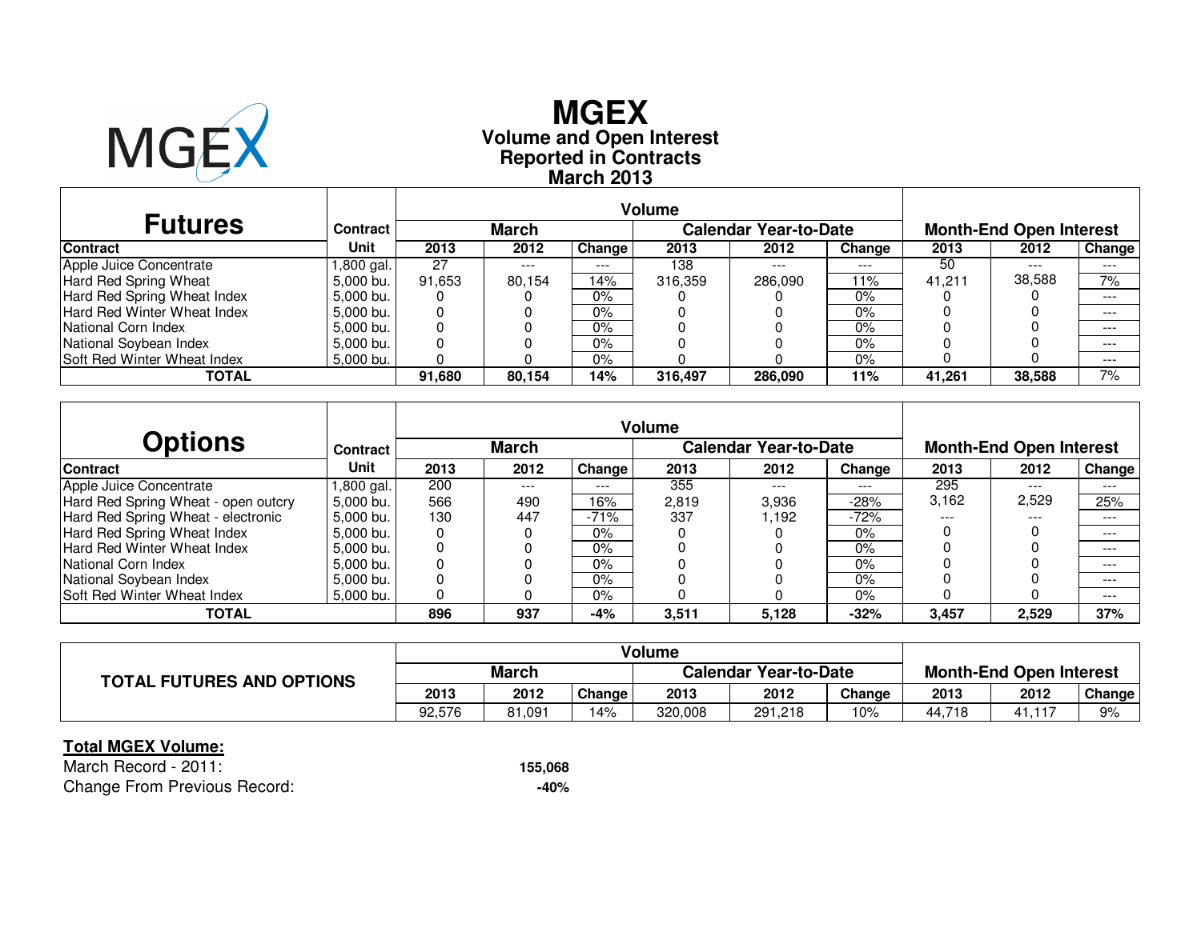# MGEX

## Volume and Open Interest
## Reported in Contracts
## March 2013

| Futures | Contract | Volume | | | | | | Month-End Open Interest | | |
|---|---|---|---|---|---|---|---|---|---|---|
| | | March | | | Calendar Year-to-Date | | | | | |
| Contract | Unit | 2013 | 2012 | Change | 2013 | 2012 | Change | 2013 | 2012 | Change |
| Apple Juice Concentrate | 1,800 gal. | 27 | --- | --- | 138 | --- | --- | 50 | --- | --- |
| Hard Red Spring Wheat | 5,000 bu. | 91,653 | 80,154 | 14% | 316,359 | 286,090 | 11% | 41,211 | 38,588 | 7% |
| Hard Red Spring Wheat Index | 5,000 bu. | 0 | 0 | 0% | 0 | 0 | 0% | 0 | 0 | --- |
| Hard Red Winter Wheat Index | 5,000 bu. | 0 | 0 | 0% | 0 | 0 | 0% | 0 | 0 | --- |
| National Corn Index | 5,000 bu. | 0 | 0 | 0% | 0 | 0 | 0% | 0 | 0 | --- |
| National Soybean Index | 5,000 bu. | 0 | 0 | 0% | 0 | 0 | 0% | 0 | 0 | --- |
| Soft Red Winter Wheat Index | 5,000 bu. | 0 | 0 | 0% | 0 | 0 | 0% | 0 | 0 | --- |
| **TOTAL** | | **91,680** | **80,154** | **14%** | **316,497** | **286,090** | **11%** | **41,261** | **38,588** | 7% |

| Options | Contract | Volume | | | | | | Month-End Open Interest | | |
|---|---|---|---|---|---|---|---|---|---|---|
| | | March | | | Calendar Year-to-Date | | | | | |
| Contract | Unit | 2013 | 2012 | Change | 2013 | 2012 | Change | 2013 | 2012 | Change |
| Apple Juice Concentrate | 1,800 gal. | 200 | --- | --- | 355 | --- | --- | 295 | --- | --- |
| Hard Red Spring Wheat - open outcry | 5,000 bu. | 566 | 490 | 16% | 2,819 | 3,936 | -28% | 3,162 | 2,529 | 25% |
| Hard Red Spring Wheat - electronic | 5,000 bu. | 130 | 447 | -71% | 337 | 1,192 | -72% | --- | --- | --- |
| Hard Red Spring Wheat Index | 5,000 bu. | 0 | 0 | 0% | 0 | 0 | 0% | 0 | 0 | --- |
| Hard Red Winter Wheat Index | 5,000 bu. | 0 | 0 | 0% | 0 | 0 | 0% | 0 | 0 | --- |
| National Corn Index | 5,000 bu. | 0 | 0 | 0% | 0 | 0 | 0% | 0 | 0 | --- |
| National Soybean Index | 5,000 bu. | 0 | 0 | 0% | 0 | 0 | 0% | 0 | 0 | --- |
| Soft Red Winter Wheat Index | 5,000 bu. | 0 | 0 | 0% | 0 | 0 | 0% | 0 | 0 | --- |
| **TOTAL** | | **896** | **937** | **-4%** | **3,511** | **5,128** | **-32%** | **3,457** | **2,529** | **37%** |

| TOTAL FUTURES AND OPTIONS | Volume | | | | | | Month-End Open Interest | | |
|---|---|---|---|---|---|---|---|---|---|
| | March | | | Calendar Year-to-Date | | | | | |
| | 2013 | 2012 | Change | 2013 | 2012 | Change | 2013 | 2012 | Change |
| | 92,576 | 81,091 | 14% | 320,008 | 291,218 | 10% | 44,718 | 41,117 | 9% |

**Total MGEX Volume:**

March Record - 2011: **155,068**

Change From Previous Record: **-40%**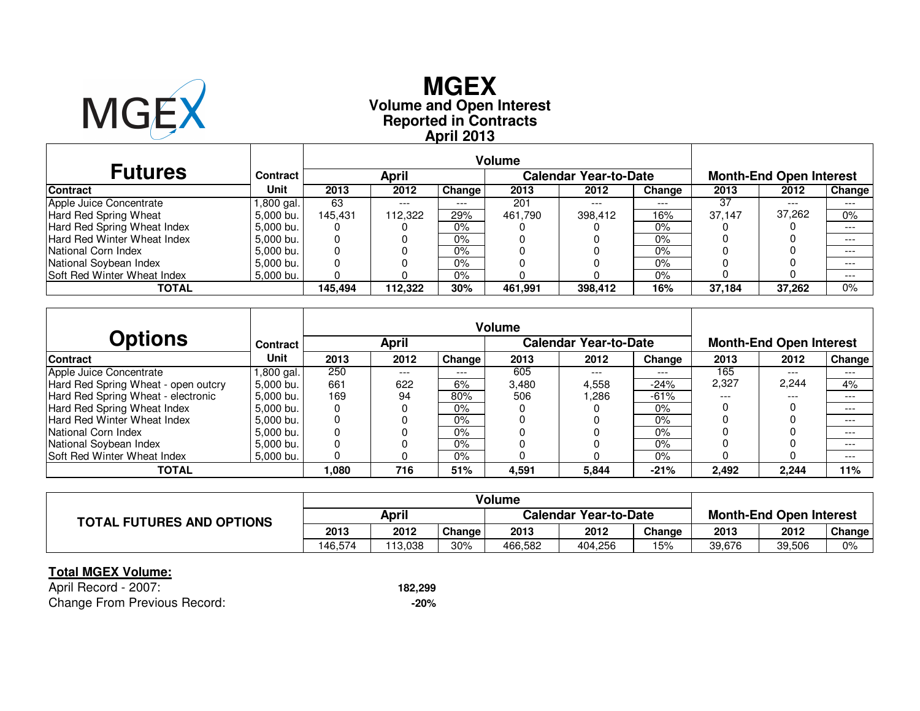# MGEX

## Volume and Open Interest
## Reported in Contracts
## April 2013

| Futures | Contract | Volume | | | | | | Month-End Open Interest | | |
|---|---|---|---|---|---|---|---|---|---|---|
| | | April | | | Calendar Year-to-Date | | | | | |
| **Contract** | **Unit** | **2013** | **2012** | **Change** | **2013** | **2012** | **Change** | **2013** | **2012** | **Change** |
| Apple Juice Concentrate | 1,800 gal. | 63 | --- | --- | 201 | --- | --- | 37 | --- | --- |
| Hard Red Spring Wheat | 5,000 bu. | 145,431 | 112,322 | 29% | 461,790 | 398,412 | 16% | 37,147 | 37,262 | 0% |
| Hard Red Spring Wheat Index | 5,000 bu. | 0 | 0 | 0% | 0 | 0 | 0% | 0 | 0 | --- |
| Hard Red Winter Wheat Index | 5,000 bu. | 0 | 0 | 0% | 0 | 0 | 0% | 0 | 0 | --- |
| National Corn Index | 5,000 bu. | 0 | 0 | 0% | 0 | 0 | 0% | 0 | 0 | --- |
| National Soybean Index | 5,000 bu. | 0 | 0 | 0% | 0 | 0 | 0% | 0 | 0 | --- |
| Soft Red Winter Wheat Index | 5,000 bu. | 0 | 0 | 0% | 0 | 0 | 0% | 0 | 0 | --- |
| **TOTAL** | | **145,494** | **112,322** | **30%** | **461,991** | **398,412** | **16%** | **37,184** | **37,262** | 0% |

| Options | Contract | Volume | | | | | | Month-End Open Interest | | |
|---|---|---|---|---|---|---|---|---|---|---|
| | | April | | | Calendar Year-to-Date | | | | | |
| **Contract** | **Unit** | **2013** | **2012** | **Change** | **2013** | **2012** | **Change** | **2013** | **2012** | **Change** |
| Apple Juice Concentrate | 1,800 gal. | 250 | --- | --- | 605 | --- | --- | 165 | --- | --- |
| Hard Red Spring Wheat - open outcry | 5,000 bu. | 661 | 622 | 6% | 3,480 | 4,558 | -24% | 2,327 | 2,244 | 4% |
| Hard Red Spring Wheat - electronic | 5,000 bu. | 169 | 94 | 80% | 506 | 1,286 | -61% | --- | --- | --- |
| Hard Red Spring Wheat Index | 5,000 bu. | 0 | 0 | 0% | 0 | 0 | 0% | 0 | 0 | --- |
| Hard Red Winter Wheat Index | 5,000 bu. | 0 | 0 | 0% | 0 | 0 | 0% | 0 | 0 | --- |
| National Corn Index | 5,000 bu. | 0 | 0 | 0% | 0 | 0 | 0% | 0 | 0 | --- |
| National Soybean Index | 5,000 bu. | 0 | 0 | 0% | 0 | 0 | 0% | 0 | 0 | --- |
| Soft Red Winter Wheat Index | 5,000 bu. | 0 | 0 | 0% | 0 | 0 | 0% | 0 | 0 | --- |
| **TOTAL** | | **1,080** | **716** | **51%** | **4,591** | **5,844** | **-21%** | **2,492** | **2,244** | **11%** |

| TOTAL FUTURES AND OPTIONS | Volume | | | | | | Month-End Open Interest | | |
|---|---|---|---|---|---|---|---|---|---|
| | April | | | Calendar Year-to-Date | | | | | |
| | **2013** | **2012** | **Change** | **2013** | **2012** | **Change** | **2013** | **2012** | **Change** |
| | 146,574 | 113,038 | 30% | 466,582 | 404,256 | 15% | 39,676 | 39,506 | 0% |

**Total MGEX Volume:**

April Record - 2007: **182,299**

Change From Previous Record: **-20%**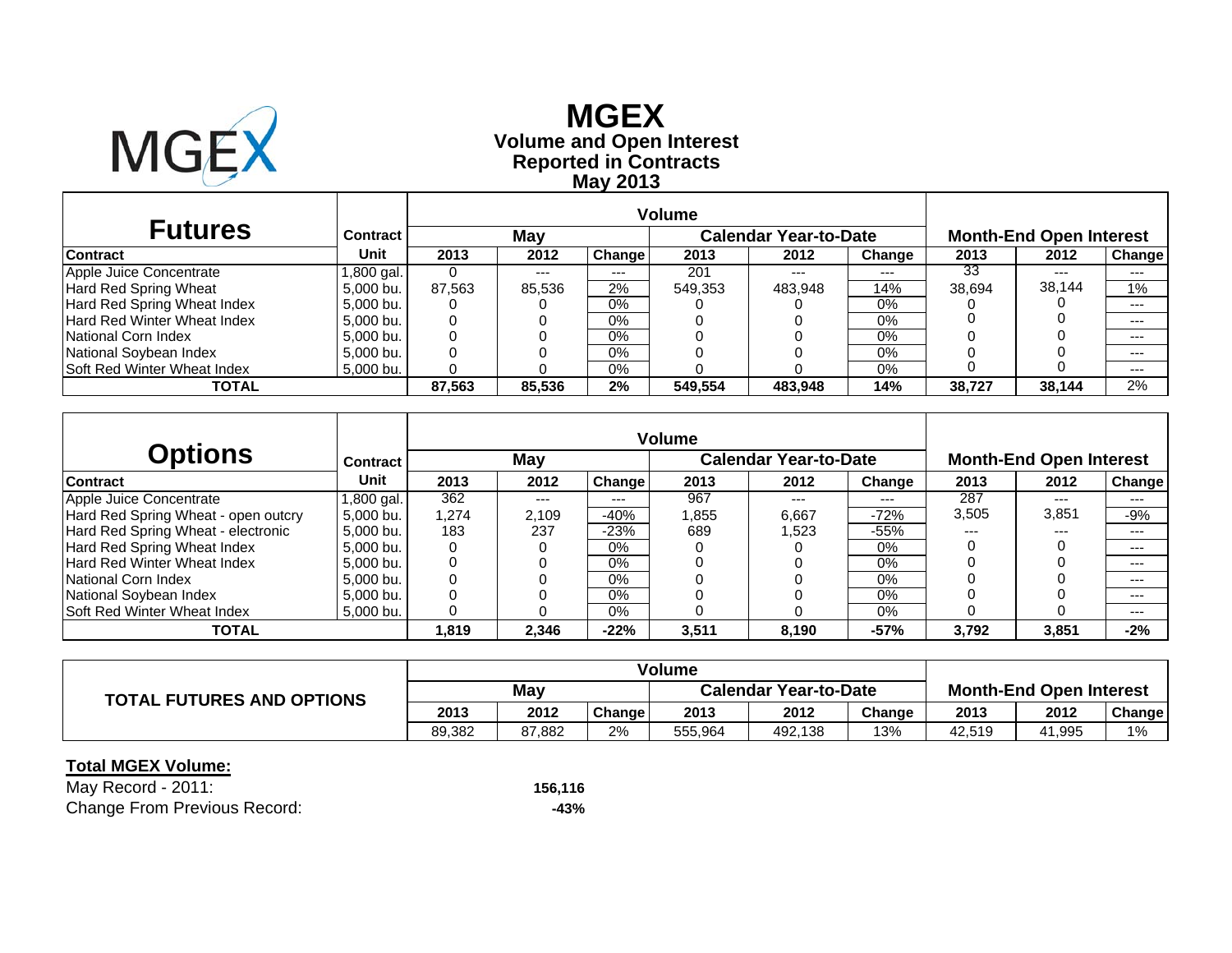# MGEX

## Volume and Open Interest Reported in Contracts May 2013

| Futures | Contract | Volume | | | | | | Month-End Open Interest | | |
|---|---|---|---|---|---|---|---|---|---|---|
| | | May | | | Calendar Year-to-Date | | | | | |
| Contract | Unit | 2013 | 2012 | Change | 2013 | 2012 | Change | 2013 | 2012 | Change |
| Apple Juice Concentrate | 1,800 gal. | 0 | --- | --- | 201 | --- | --- | 33 | --- | --- |
| Hard Red Spring Wheat | 5,000 bu. | 87,563 | 85,536 | 2% | 549,353 | 483,948 | 14% | 38,694 | 38,144 | 1% |
| Hard Red Spring Wheat Index | 5,000 bu. | 0 | 0 | 0% | 0 | 0 | 0% | 0 | 0 | --- |
| Hard Red Winter Wheat Index | 5,000 bu. | 0 | 0 | 0% | 0 | 0 | 0% | 0 | 0 | --- |
| National Corn Index | 5,000 bu. | 0 | 0 | 0% | 0 | 0 | 0% | 0 | 0 | --- |
| National Soybean Index | 5,000 bu. | 0 | 0 | 0% | 0 | 0 | 0% | 0 | 0 | --- |
| Soft Red Winter Wheat Index | 5,000 bu. | 0 | 0 | 0% | 0 | 0 | 0% | 0 | 0 | --- |
| **TOTAL** | | **87,563** | **85,536** | **2%** | **549,554** | **483,948** | **14%** | **38,727** | **38,144** | 2% |

| Options | Contract | Volume | | | | | | Month-End Open Interest | | |
|---|---|---|---|---|---|---|---|---|---|---|
| | | May | | | Calendar Year-to-Date | | | | | |
| Contract | Unit | 2013 | 2012 | Change | 2013 | 2012 | Change | 2013 | 2012 | Change |
| Apple Juice Concentrate | 1,800 gal. | 362 | --- | --- | 967 | --- | --- | 287 | --- | --- |
| Hard Red Spring Wheat - open outcry | 5,000 bu. | 1,274 | 2,109 | -40% | 1,855 | 6,667 | -72% | 3,505 | 3,851 | -9% |
| Hard Red Spring Wheat - electronic | 5,000 bu. | 183 | 237 | -23% | 689 | 1,523 | -55% | --- | --- | --- |
| Hard Red Spring Wheat Index | 5,000 bu. | 0 | 0 | 0% | 0 | 0 | 0% | 0 | 0 | --- |
| Hard Red Winter Wheat Index | 5,000 bu. | 0 | 0 | 0% | 0 | 0 | 0% | 0 | 0 | --- |
| National Corn Index | 5,000 bu. | 0 | 0 | 0% | 0 | 0 | 0% | 0 | 0 | --- |
| National Soybean Index | 5,000 bu. | 0 | 0 | 0% | 0 | 0 | 0% | 0 | 0 | --- |
| Soft Red Winter Wheat Index | 5,000 bu. | 0 | 0 | 0% | 0 | 0 | 0% | 0 | 0 | --- |
| **TOTAL** | | **1,819** | **2,346** | **-22%** | **3,511** | **8,190** | **-57%** | **3,792** | **3,851** | **-2%** |

| TOTAL FUTURES AND OPTIONS | Volume | | | | | | Month-End Open Interest | | |
|---|---|---|---|---|---|---|---|---|---|
| | May | | | Calendar Year-to-Date | | | | | |
| | 2013 | 2012 | Change | 2013 | 2012 | Change | 2013 | 2012 | Change |
| | 89,382 | 87,882 | 2% | 555,964 | 492,138 | 13% | 42,519 | 41,995 | 1% |

**Total MGEX Volume:**

May Record - 2011: **156,116**

Change From Previous Record: **-43%**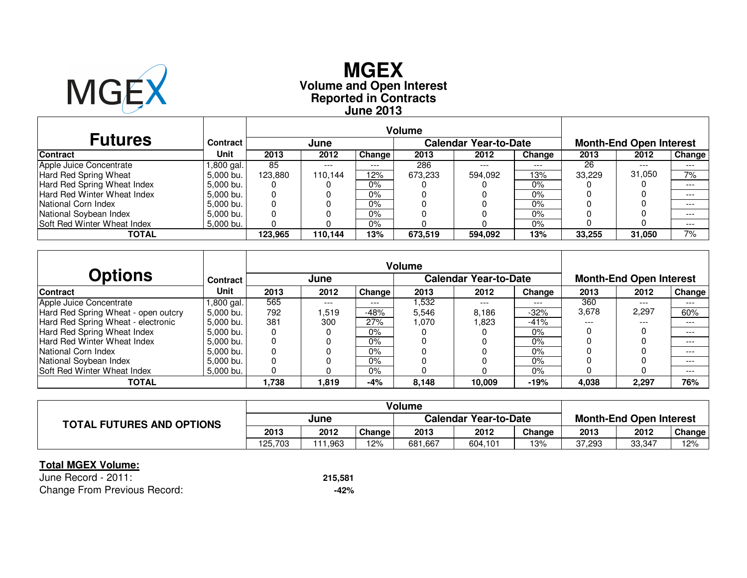# MGEX

## Volume and Open Interest
## Reported in Contracts
## June 2013

| Futures | Contract | Volume | | | | | | Month-End Open Interest | | |
|---|---|---|---|---|---|---|---|---|---|---|
| | | June | | | Calendar Year-to-Date | | | | | |
| Contract | Unit | 2013 | 2012 | Change | 2013 | 2012 | Change | 2013 | 2012 | Change |
| Apple Juice Concentrate | 1,800 gal. | 85 | --- | --- | 286 | --- | --- | 26 | --- | --- |
| Hard Red Spring Wheat | 5,000 bu. | 123,880 | 110,144 | 12% | 673,233 | 594,092 | 13% | 33,229 | 31,050 | 7% |
| Hard Red Spring Wheat Index | 5,000 bu. | 0 | 0 | 0% | 0 | 0 | 0% | 0 | 0 | --- |
| Hard Red Winter Wheat Index | 5,000 bu. | 0 | 0 | 0% | 0 | 0 | 0% | 0 | 0 | --- |
| National Corn Index | 5,000 bu. | 0 | 0 | 0% | 0 | 0 | 0% | 0 | 0 | --- |
| National Soybean Index | 5,000 bu. | 0 | 0 | 0% | 0 | 0 | 0% | 0 | 0 | --- |
| Soft Red Winter Wheat Index | 5,000 bu. | 0 | 0 | 0% | 0 | 0 | 0% | 0 | 0 | --- |
| **TOTAL** | | **123,965** | **110,144** | **13%** | **673,519** | **594,092** | **13%** | **33,255** | **31,050** | 7% |

| Options | Contract | Volume | | | | | | Month-End Open Interest | | |
|---|---|---|---|---|---|---|---|---|---|---|
| | | June | | | Calendar Year-to-Date | | | | | |
| Contract | Unit | 2013 | 2012 | Change | 2013 | 2012 | Change | 2013 | 2012 | Change |
| Apple Juice Concentrate | 1,800 gal. | 565 | --- | --- | 1,532 | --- | --- | 360 | --- | --- |
| Hard Red Spring Wheat - open outcry | 5,000 bu. | 792 | 1,519 | -48% | 5,546 | 8,186 | -32% | 3,678 | 2,297 | 60% |
| Hard Red Spring Wheat - electronic | 5,000 bu. | 381 | 300 | 27% | 1,070 | 1,823 | -41% | --- | --- | --- |
| Hard Red Spring Wheat Index | 5,000 bu. | 0 | 0 | 0% | 0 | 0 | 0% | 0 | 0 | --- |
| Hard Red Winter Wheat Index | 5,000 bu. | 0 | 0 | 0% | 0 | 0 | 0% | 0 | 0 | --- |
| National Corn Index | 5,000 bu. | 0 | 0 | 0% | 0 | 0 | 0% | 0 | 0 | --- |
| National Soybean Index | 5,000 bu. | 0 | 0 | 0% | 0 | 0 | 0% | 0 | 0 | --- |
| Soft Red Winter Wheat Index | 5,000 bu. | 0 | 0 | 0% | 0 | 0 | 0% | 0 | 0 | --- |
| **TOTAL** | | **1,738** | **1,819** | **-4%** | **8,148** | **10,009** | **-19%** | **4,038** | **2,297** | **76%** |

| TOTAL FUTURES AND OPTIONS | Volume | | | | | | Month-End Open Interest | | |
|---|---|---|---|---|---|---|---|---|---|
| | June | | | Calendar Year-to-Date | | | | | |
| | 2013 | 2012 | Change | 2013 | 2012 | Change | 2013 | 2012 | Change |
| | 125,703 | 111,963 | 12% | 681,667 | 604,101 | 13% | 37,293 | 33,347 | 12% |

**Total MGEX Volume:**

June Record - 2011: **215,581**

Change From Previous Record: **-42%**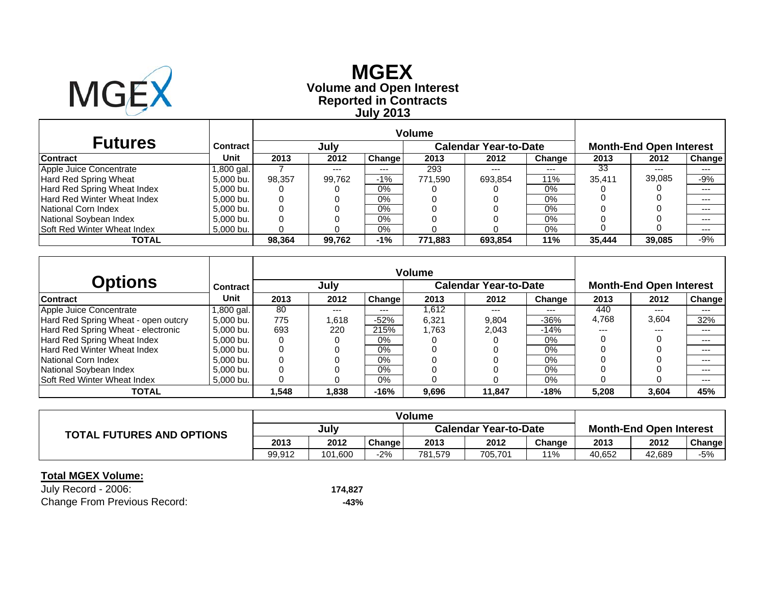# MGEX

## Volume and Open Interest
## Reported in Contracts
## July 2013

| Futures | Contract | Volume | | | | | | Month-End Open Interest | | |
|---|---|---|---|---|---|---|---|---|---|---|
| | | July | | | Calendar Year-to-Date | | | | | |
| Contract | Unit | 2013 | 2012 | Change | 2013 | 2012 | Change | 2013 | 2012 | Change |
| Apple Juice Concentrate | 1,800 gal. | 7 | --- | --- | 293 | --- | --- | 33 | --- | --- |
| Hard Red Spring Wheat | 5,000 bu. | 98,357 | 99,762 | -1% | 771,590 | 693,854 | 11% | 35,411 | 39,085 | -9% |
| Hard Red Spring Wheat Index | 5,000 bu. | 0 | 0 | 0% | 0 | 0 | 0% | 0 | 0 | --- |
| Hard Red Winter Wheat Index | 5,000 bu. | 0 | 0 | 0% | 0 | 0 | 0% | 0 | 0 | --- |
| National Corn Index | 5,000 bu. | 0 | 0 | 0% | 0 | 0 | 0% | 0 | 0 | --- |
| National Soybean Index | 5,000 bu. | 0 | 0 | 0% | 0 | 0 | 0% | 0 | 0 | --- |
| Soft Red Winter Wheat Index | 5,000 bu. | 0 | 0 | 0% | 0 | 0 | 0% | 0 | 0 | --- |
| **TOTAL** | | **98,364** | **99,762** | **-1%** | **771,883** | **693,854** | **11%** | **35,444** | **39,085** | -9% |

| Options | Contract | Volume | | | | | | Month-End Open Interest | | |
|---|---|---|---|---|---|---|---|---|---|---|
| | | July | | | Calendar Year-to-Date | | | | | |
| Contract | Unit | 2013 | 2012 | Change | 2013 | 2012 | Change | 2013 | 2012 | Change |
| Apple Juice Concentrate | 1,800 gal. | 80 | --- | --- | 1,612 | --- | --- | 440 | --- | --- |
| Hard Red Spring Wheat - open outcry | 5,000 bu. | 775 | 1,618 | -52% | 6,321 | 9,804 | -36% | 4,768 | 3,604 | 32% |
| Hard Red Spring Wheat - electronic | 5,000 bu. | 693 | 220 | 215% | 1,763 | 2,043 | -14% | --- | --- | --- |
| Hard Red Spring Wheat Index | 5,000 bu. | 0 | 0 | 0% | 0 | 0 | 0% | 0 | 0 | --- |
| Hard Red Winter Wheat Index | 5,000 bu. | 0 | 0 | 0% | 0 | 0 | 0% | 0 | 0 | --- |
| National Corn Index | 5,000 bu. | 0 | 0 | 0% | 0 | 0 | 0% | 0 | 0 | --- |
| National Soybean Index | 5,000 bu. | 0 | 0 | 0% | 0 | 0 | 0% | 0 | 0 | --- |
| Soft Red Winter Wheat Index | 5,000 bu. | 0 | 0 | 0% | 0 | 0 | 0% | 0 | 0 | --- |
| **TOTAL** | | **1,548** | **1,838** | **-16%** | **9,696** | **11,847** | **-18%** | **5,208** | **3,604** | **45%** |

| TOTAL FUTURES AND OPTIONS | Volume | | | | | | Month-End Open Interest | | |
|---|---|---|---|---|---|---|---|---|---|
| | July | | | Calendar Year-to-Date | | | | | |
| | 2013 | 2012 | Change | 2013 | 2012 | Change | 2013 | 2012 | Change |
| | 99,912 | 101,600 | -2% | 781,579 | 705,701 | 11% | 40,652 | 42,689 | -5% |

**Total MGEX Volume:**

July Record - 2006: **174,827**

Change From Previous Record: **-43%**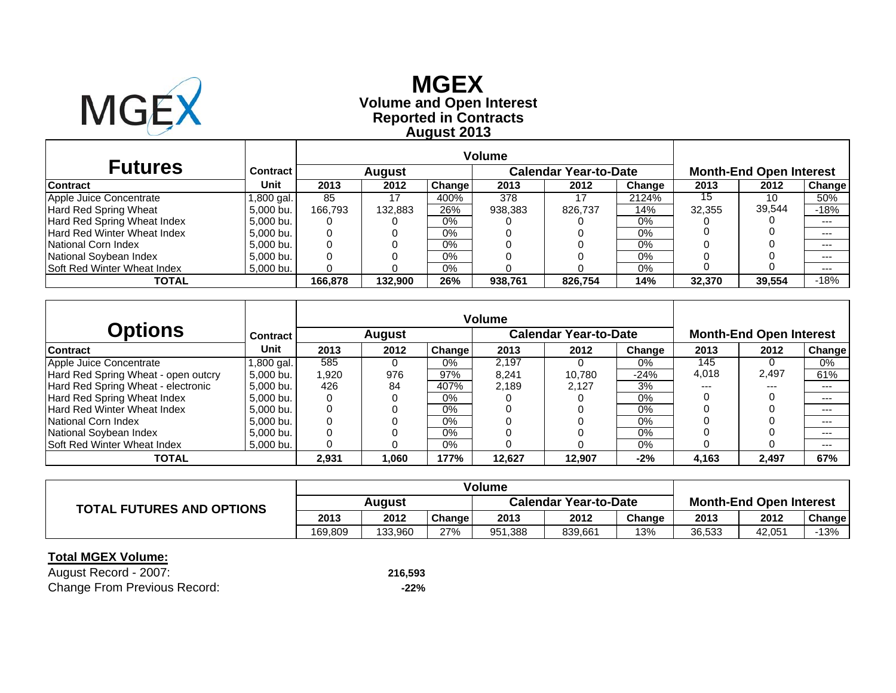# MGEX

**Volume and Open Interest**
**Reported in Contracts**
**August 2013**

| Futures | Contract | Volume | | | | | | Month-End Open Interest | | |
|---|---|---|---|---|---|---|---|---|---|---|
| | | August | | | Calendar Year-to-Date | | | | | |
| Contract | Unit | 2013 | 2012 | Change | 2013 | 2012 | Change | 2013 | 2012 | Change |
| Apple Juice Concentrate | 1,800 gal. | 85 | 17 | 400% | 378 | 17 | 2124% | 15 | 10 | 50% |
| Hard Red Spring Wheat | 5,000 bu. | 166,793 | 132,883 | 26% | 938,383 | 826,737 | 14% | 32,355 | 39,544 | -18% |
| Hard Red Spring Wheat Index | 5,000 bu. | 0 | 0 | 0% | 0 | 0 | 0% | 0 | 0 | --- |
| Hard Red Winter Wheat Index | 5,000 bu. | 0 | 0 | 0% | 0 | 0 | 0% | 0 | 0 | --- |
| National Corn Index | 5,000 bu. | 0 | 0 | 0% | 0 | 0 | 0% | 0 | 0 | --- |
| National Soybean Index | 5,000 bu. | 0 | 0 | 0% | 0 | 0 | 0% | 0 | 0 | --- |
| Soft Red Winter Wheat Index | 5,000 bu. | 0 | 0 | 0% | 0 | 0 | 0% | 0 | 0 | --- |
| **TOTAL** | | **166,878** | **132,900** | **26%** | **938,761** | **826,754** | **14%** | **32,370** | **39,554** | -18% |

| Options | Contract | Volume | | | | | | Month-End Open Interest | | |
|---|---|---|---|---|---|---|---|---|---|---|
| | | August | | | Calendar Year-to-Date | | | | | |
| Contract | Unit | 2013 | 2012 | Change | 2013 | 2012 | Change | 2013 | 2012 | Change |
| Apple Juice Concentrate | 1,800 gal. | 585 | 0 | 0% | 2,197 | 0 | 0% | 145 | 0 | 0% |
| Hard Red Spring Wheat - open outcry | 5,000 bu. | 1,920 | 976 | 97% | 8,241 | 10,780 | -24% | 4,018 | 2,497 | 61% |
| Hard Red Spring Wheat - electronic | 5,000 bu. | 426 | 84 | 407% | 2,189 | 2,127 | 3% | --- | --- | --- |
| Hard Red Spring Wheat Index | 5,000 bu. | 0 | 0 | 0% | 0 | 0 | 0% | 0 | 0 | --- |
| Hard Red Winter Wheat Index | 5,000 bu. | 0 | 0 | 0% | 0 | 0 | 0% | 0 | 0 | --- |
| National Corn Index | 5,000 bu. | 0 | 0 | 0% | 0 | 0 | 0% | 0 | 0 | --- |
| National Soybean Index | 5,000 bu. | 0 | 0 | 0% | 0 | 0 | 0% | 0 | 0 | --- |
| Soft Red Winter Wheat Index | 5,000 bu. | 0 | 0 | 0% | 0 | 0 | 0% | 0 | 0 | --- |
| **TOTAL** | | **2,931** | **1,060** | **177%** | **12,627** | **12,907** | **-2%** | **4,163** | **2,497** | **67%** |

| TOTAL FUTURES AND OPTIONS | Volume | | | | | | Month-End Open Interest | | |
|---|---|---|---|---|---|---|---|---|---|
| | August | | | Calendar Year-to-Date | | | | | |
| | 2013 | 2012 | Change | 2013 | 2012 | Change | 2013 | 2012 | Change |
| | 169,809 | 133,960 | 27% | 951,388 | 839,661 | 13% | 36,533 | 42,051 | -13% |

**Total MGEX Volume:**

August Record - 2007: **216,593**

Change From Previous Record: **-22%**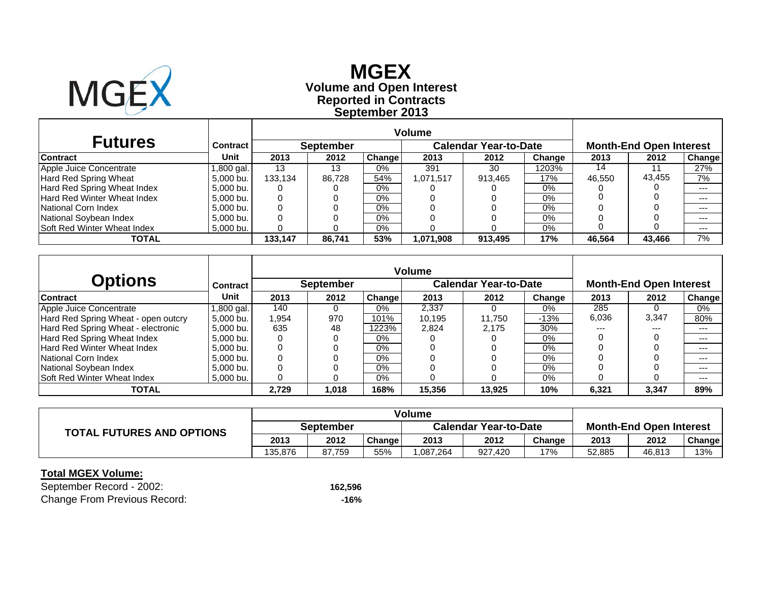# MGEX

## Volume and Open Interest
## Reported in Contracts
## September 2013

| Futures | Contract | Volume | | | | | | Month-End Open Interest | | |
|---|---|---|---|---|---|---|---|---|---|---|
| | | September | | | Calendar Year-to-Date | | | | | |
| Contract | Unit | 2013 | 2012 | Change | 2013 | 2012 | Change | 2013 | 2012 | Change |
| Apple Juice Concentrate | 1,800 gal. | 13 | 13 | 0% | 391 | 30 | 1203% | 14 | 11 | 27% |
| Hard Red Spring Wheat | 5,000 bu. | 133,134 | 86,728 | 54% | 1,071,517 | 913,465 | 17% | 46,550 | 43,455 | 7% |
| Hard Red Spring Wheat Index | 5,000 bu. | 0 | 0 | 0% | 0 | 0 | 0% | 0 | 0 | --- |
| Hard Red Winter Wheat Index | 5,000 bu. | 0 | 0 | 0% | 0 | 0 | 0% | 0 | 0 | --- |
| National Corn Index | 5,000 bu. | 0 | 0 | 0% | 0 | 0 | 0% | 0 | 0 | --- |
| National Soybean Index | 5,000 bu. | 0 | 0 | 0% | 0 | 0 | 0% | 0 | 0 | --- |
| Soft Red Winter Wheat Index | 5,000 bu. | 0 | 0 | 0% | 0 | 0 | 0% | 0 | 0 | --- |
| **TOTAL** | | **133,147** | **86,741** | **53%** | **1,071,908** | **913,495** | **17%** | **46,564** | **43,466** | 7% |

| Options | Contract | Volume | | | | | | Month-End Open Interest | | |
|---|---|---|---|---|---|---|---|---|---|---|
| | | September | | | Calendar Year-to-Date | | | | | |
| Contract | Unit | 2013 | 2012 | Change | 2013 | 2012 | Change | 2013 | 2012 | Change |
| Apple Juice Concentrate | 1,800 gal. | 140 | 0 | 0% | 2,337 | 0 | 0% | 285 | 0 | 0% |
| Hard Red Spring Wheat - open outcry | 5,000 bu. | 1,954 | 970 | 101% | 10,195 | 11,750 | -13% | 6,036 | 3,347 | 80% |
| Hard Red Spring Wheat - electronic | 5,000 bu. | 635 | 48 | 1223% | 2,824 | 2,175 | 30% | --- | --- | --- |
| Hard Red Spring Wheat Index | 5,000 bu. | 0 | 0 | 0% | 0 | 0 | 0% | 0 | 0 | --- |
| Hard Red Winter Wheat Index | 5,000 bu. | 0 | 0 | 0% | 0 | 0 | 0% | 0 | 0 | --- |
| National Corn Index | 5,000 bu. | 0 | 0 | 0% | 0 | 0 | 0% | 0 | 0 | --- |
| National Soybean Index | 5,000 bu. | 0 | 0 | 0% | 0 | 0 | 0% | 0 | 0 | --- |
| Soft Red Winter Wheat Index | 5,000 bu. | 0 | 0 | 0% | 0 | 0 | 0% | 0 | 0 | --- |
| **TOTAL** | | **2,729** | **1,018** | **168%** | **15,356** | **13,925** | **10%** | **6,321** | **3,347** | **89%** |

| TOTAL FUTURES AND OPTIONS | Volume | | | | | | Month-End Open Interest | | |
|---|---|---|---|---|---|---|---|---|---|
| | September | | | Calendar Year-to-Date | | | | | |
| | 2013 | 2012 | Change | 2013 | 2012 | Change | 2013 | 2012 | Change |
| | 135,876 | 87,759 | 55% | 1,087,264 | 927,420 | 17% | 52,885 | 46,813 | 13% |

**Total MGEX Volume:**

| | |
|---|---|
| September Record - 2002: | **162,596** |
| Change From Previous Record: | **-16%** |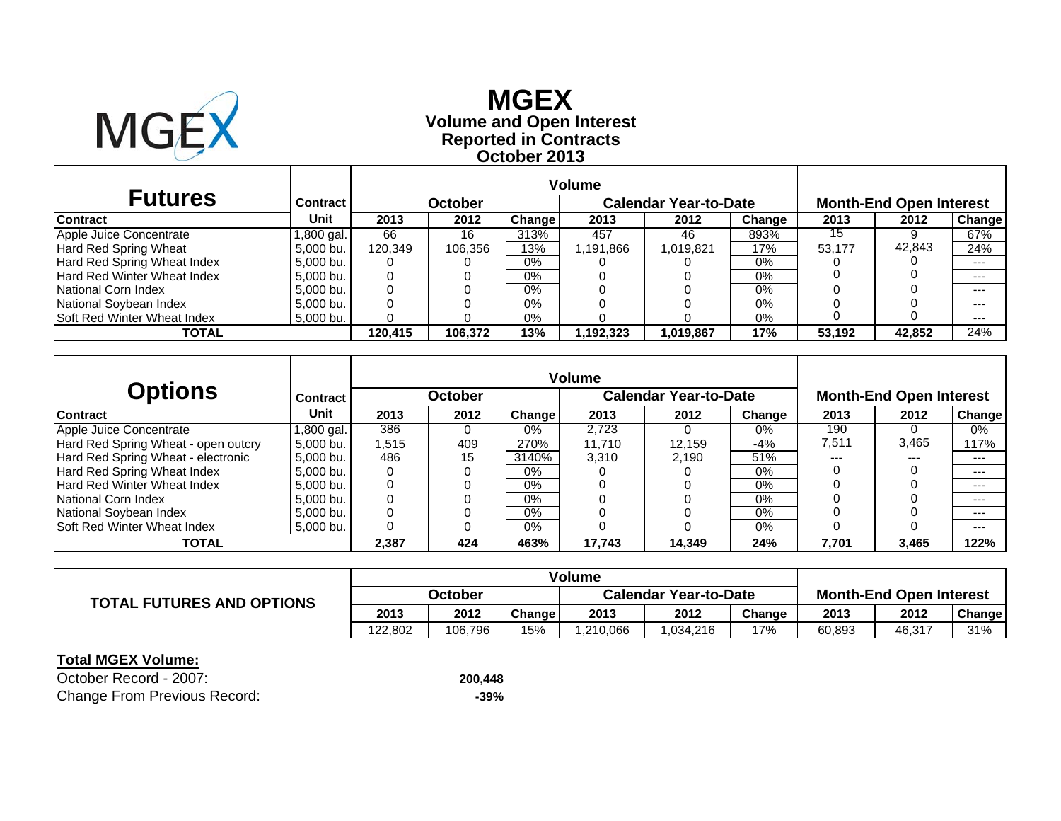# MGEX

## Volume and Open Interest Reported in Contracts October 2013

| Futures | Contract | Volume | | | | | | Month-End Open Interest | | |
|---|---|---|---|---|---|---|---|---|---|---|
| | | October | | | Calendar Year-to-Date | | | | | |
| Contract | Unit | 2013 | 2012 | Change | 2013 | 2012 | Change | 2013 | 2012 | Change |
| Apple Juice Concentrate | 1,800 gal. | 66 | 16 | 313% | 457 | 46 | 893% | 15 | 9 | 67% |
| Hard Red Spring Wheat | 5,000 bu. | 120,349 | 106,356 | 13% | 1,191,866 | 1,019,821 | 17% | 53,177 | 42,843 | 24% |
| Hard Red Spring Wheat Index | 5,000 bu. | 0 | 0 | 0% | 0 | 0 | 0% | 0 | 0 | --- |
| Hard Red Winter Wheat Index | 5,000 bu. | 0 | 0 | 0% | 0 | 0 | 0% | 0 | 0 | --- |
| National Corn Index | 5,000 bu. | 0 | 0 | 0% | 0 | 0 | 0% | 0 | 0 | --- |
| National Soybean Index | 5,000 bu. | 0 | 0 | 0% | 0 | 0 | 0% | 0 | 0 | --- |
| Soft Red Winter Wheat Index | 5,000 bu. | 0 | 0 | 0% | 0 | 0 | 0% | 0 | 0 | --- |
| **TOTAL** | | **120,415** | **106,372** | **13%** | **1,192,323** | **1,019,867** | **17%** | **53,192** | **42,852** | 24% |

| Options | Contract | Volume | | | | | | Month-End Open Interest | | |
|---|---|---|---|---|---|---|---|---|---|---|
| | | October | | | Calendar Year-to-Date | | | | | |
| Contract | Unit | 2013 | 2012 | Change | 2013 | 2012 | Change | 2013 | 2012 | Change |
| Apple Juice Concentrate | 1,800 gal. | 386 | 0 | 0% | 2,723 | 0 | 0% | 190 | 0 | 0% |
| Hard Red Spring Wheat - open outcry | 5,000 bu. | 1,515 | 409 | 270% | 11,710 | 12,159 | -4% | 7,511 | 3,465 | 117% |
| Hard Red Spring Wheat - electronic | 5,000 bu. | 486 | 15 | 3140% | 3,310 | 2,190 | 51% | --- | --- | --- |
| Hard Red Spring Wheat Index | 5,000 bu. | 0 | 0 | 0% | 0 | 0 | 0% | 0 | 0 | --- |
| Hard Red Winter Wheat Index | 5,000 bu. | 0 | 0 | 0% | 0 | 0 | 0% | 0 | 0 | --- |
| National Corn Index | 5,000 bu. | 0 | 0 | 0% | 0 | 0 | 0% | 0 | 0 | --- |
| National Soybean Index | 5,000 bu. | 0 | 0 | 0% | 0 | 0 | 0% | 0 | 0 | --- |
| Soft Red Winter Wheat Index | 5,000 bu. | 0 | 0 | 0% | 0 | 0 | 0% | 0 | 0 | --- |
| **TOTAL** | | **2,387** | **424** | **463%** | **17,743** | **14,349** | **24%** | **7,701** | **3,465** | **122%** |

| TOTAL FUTURES AND OPTIONS | Volume | | | | | | Month-End Open Interest | | |
|---|---|---|---|---|---|---|---|---|---|
| | October | | | Calendar Year-to-Date | | | | | |
| | 2013 | 2012 | Change | 2013 | 2012 | Change | 2013 | 2012 | Change |
| | 122,802 | 106,796 | 15% | 1,210,066 | 1,034,216 | 17% | 60,893 | 46,317 | 31% |

**Total MGEX Volume:**

October Record - 2007: **200,448**

Change From Previous Record: **-39%**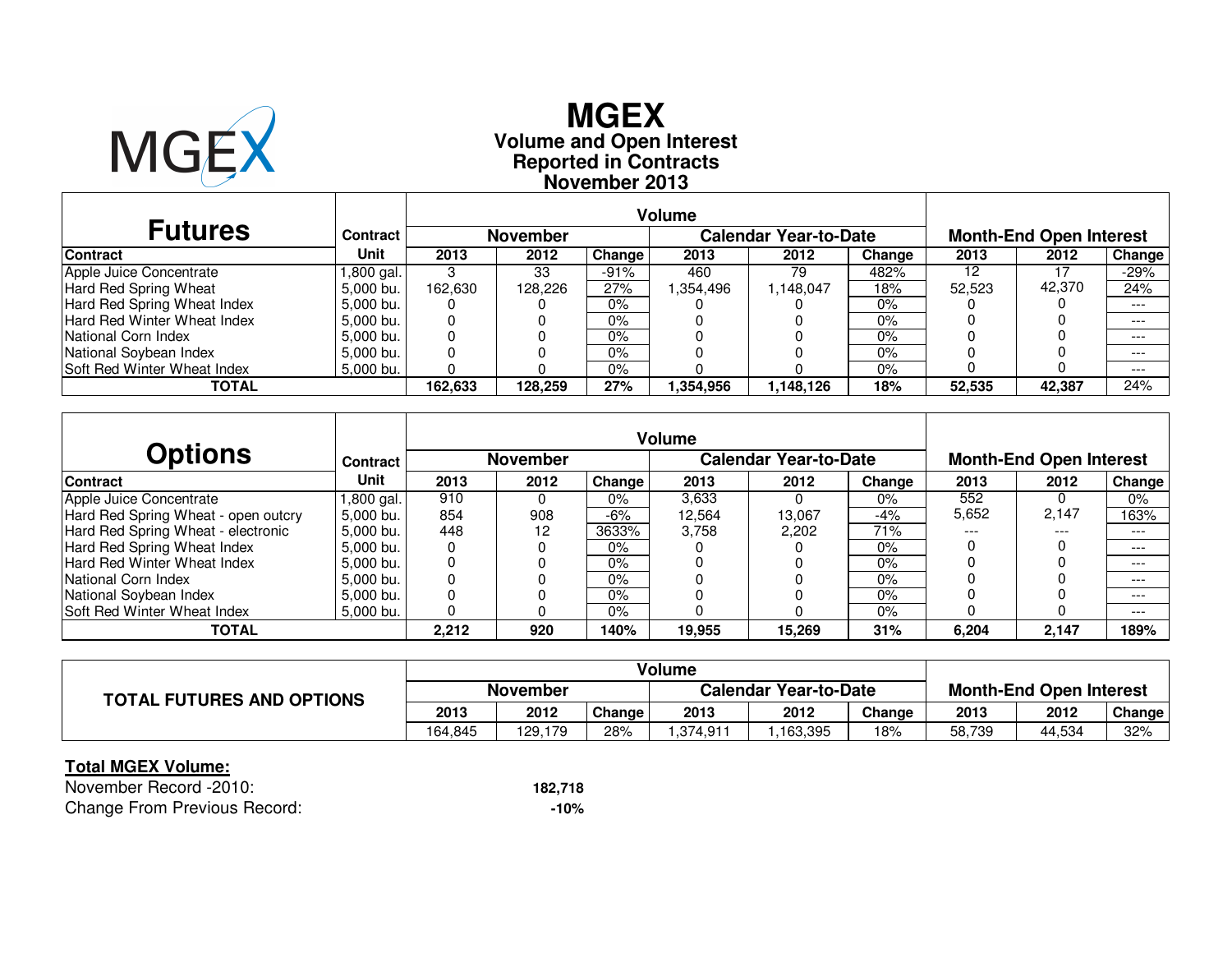# MGEX

## Volume and Open Interest
## Reported in Contracts
## November 2013

| Futures | Contract | Volume | | | | | | Month-End Open Interest | | |
|---|---|---|---|---|---|---|---|---|---|---|
| | | November | | | Calendar Year-to-Date | | | | | |
| Contract | Unit | 2013 | 2012 | Change | 2013 | 2012 | Change | 2013 | 2012 | Change |
| Apple Juice Concentrate | 1,800 gal. | 3 | 33 | -91% | 460 | 79 | 482% | 12 | 17 | -29% |
| Hard Red Spring Wheat | 5,000 bu. | 162,630 | 128,226 | 27% | 1,354,496 | 1,148,047 | 18% | 52,523 | 42,370 | 24% |
| Hard Red Spring Wheat Index | 5,000 bu. | 0 | 0 | 0% | 0 | 0 | 0% | 0 | 0 | --- |
| Hard Red Winter Wheat Index | 5,000 bu. | 0 | 0 | 0% | 0 | 0 | 0% | 0 | 0 | --- |
| National Corn Index | 5,000 bu. | 0 | 0 | 0% | 0 | 0 | 0% | 0 | 0 | --- |
| National Soybean Index | 5,000 bu. | 0 | 0 | 0% | 0 | 0 | 0% | 0 | 0 | --- |
| Soft Red Winter Wheat Index | 5,000 bu. | 0 | 0 | 0% | 0 | 0 | 0% | 0 | 0 | --- |
| **TOTAL** | | **162,633** | **128,259** | **27%** | **1,354,956** | **1,148,126** | **18%** | **52,535** | **42,387** | 24% |

| Options | Contract | Volume | | | | | | Month-End Open Interest | | |
|---|---|---|---|---|---|---|---|---|---|---|
| | | November | | | Calendar Year-to-Date | | | | | |
| Contract | Unit | 2013 | 2012 | Change | 2013 | 2012 | Change | 2013 | 2012 | Change |
| Apple Juice Concentrate | 1,800 gal. | 910 | 0 | 0% | 3,633 | 0 | 0% | 552 | 0 | 0% |
| Hard Red Spring Wheat - open outcry | 5,000 bu. | 854 | 908 | -6% | 12,564 | 13,067 | -4% | 5,652 | 2,147 | 163% |
| Hard Red Spring Wheat - electronic | 5,000 bu. | 448 | 12 | 3633% | 3,758 | 2,202 | 71% | --- | --- | --- |
| Hard Red Spring Wheat Index | 5,000 bu. | 0 | 0 | 0% | 0 | 0 | 0% | 0 | 0 | --- |
| Hard Red Winter Wheat Index | 5,000 bu. | 0 | 0 | 0% | 0 | 0 | 0% | 0 | 0 | --- |
| National Corn Index | 5,000 bu. | 0 | 0 | 0% | 0 | 0 | 0% | 0 | 0 | --- |
| National Soybean Index | 5,000 bu. | 0 | 0 | 0% | 0 | 0 | 0% | 0 | 0 | --- |
| Soft Red Winter Wheat Index | 5,000 bu. | 0 | 0 | 0% | 0 | 0 | 0% | 0 | 0 | --- |
| **TOTAL** | | **2,212** | **920** | **140%** | **19,955** | **15,269** | **31%** | **6,204** | **2,147** | **189%** |

| TOTAL FUTURES AND OPTIONS | Volume | | | | | | Month-End Open Interest | | |
|---|---|---|---|---|---|---|---|---|---|
| | November | | | Calendar Year-to-Date | | | | | |
| | 2013 | 2012 | Change | 2013 | 2012 | Change | 2013 | 2012 | Change |
| | 164,845 | 129,179 | 28% | 1,374,911 | 1,163,395 | 18% | 58,739 | 44,534 | 32% |

**Total MGEX Volume:**

| | |
|---|---|
| November Record -2010: | **182,718** |
| Change From Previous Record: | **-10%** |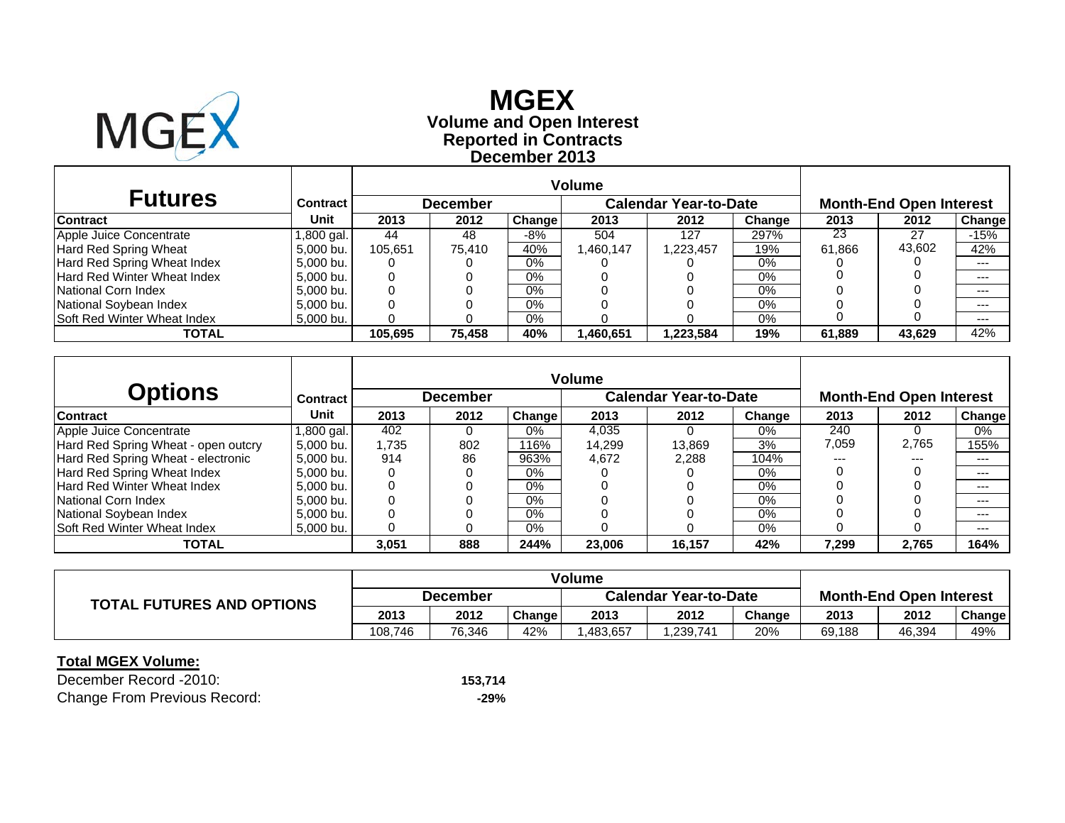# MGEX

### Volume and Open Interest
### Reported in Contracts
### December 2013

| Futures | Contract | Volume | | | | | | Month-End Open Interest | | |
|---|---|---|---|---|---|---|---|---|---|---|
| | | December | | | Calendar Year-to-Date | | | | | |
| Contract | Unit | 2013 | 2012 | Change | 2013 | 2012 | Change | 2013 | 2012 | Change |
| Apple Juice Concentrate | 1,800 gal. | 44 | 48 | -8% | 504 | 127 | 297% | 23 | 27 | -15% |
| Hard Red Spring Wheat | 5,000 bu. | 105,651 | 75,410 | 40% | 1,460,147 | 1,223,457 | 19% | 61,866 | 43,602 | 42% |
| Hard Red Spring Wheat Index | 5,000 bu. | 0 | 0 | 0% | 0 | 0 | 0% | 0 | 0 | --- |
| Hard Red Winter Wheat Index | 5,000 bu. | 0 | 0 | 0% | 0 | 0 | 0% | 0 | 0 | --- |
| National Corn Index | 5,000 bu. | 0 | 0 | 0% | 0 | 0 | 0% | 0 | 0 | --- |
| National Soybean Index | 5,000 bu. | 0 | 0 | 0% | 0 | 0 | 0% | 0 | 0 | --- |
| Soft Red Winter Wheat Index | 5,000 bu. | 0 | 0 | 0% | 0 | 0 | 0% | 0 | 0 | --- |
| **TOTAL** | | **105,695** | **75,458** | **40%** | **1,460,651** | **1,223,584** | **19%** | **61,889** | **43,629** | 42% |

| Options | Contract | Volume | | | | | | Month-End Open Interest | | |
|---|---|---|---|---|---|---|---|---|---|---|
| | | December | | | Calendar Year-to-Date | | | | | |
| Contract | Unit | 2013 | 2012 | Change | 2013 | 2012 | Change | 2013 | 2012 | Change |
| Apple Juice Concentrate | 1,800 gal. | 402 | 0 | 0% | 4,035 | 0 | 0% | 240 | 0 | 0% |
| Hard Red Spring Wheat - open outcry | 5,000 bu. | 1,735 | 802 | 116% | 14,299 | 13,869 | 3% | 7,059 | 2,765 | 155% |
| Hard Red Spring Wheat - electronic | 5,000 bu. | 914 | 86 | 963% | 4,672 | 2,288 | 104% | --- | --- | --- |
| Hard Red Spring Wheat Index | 5,000 bu. | 0 | 0 | 0% | 0 | 0 | 0% | 0 | 0 | --- |
| Hard Red Winter Wheat Index | 5,000 bu. | 0 | 0 | 0% | 0 | 0 | 0% | 0 | 0 | --- |
| National Corn Index | 5,000 bu. | 0 | 0 | 0% | 0 | 0 | 0% | 0 | 0 | --- |
| National Soybean Index | 5,000 bu. | 0 | 0 | 0% | 0 | 0 | 0% | 0 | 0 | --- |
| Soft Red Winter Wheat Index | 5,000 bu. | 0 | 0 | 0% | 0 | 0 | 0% | 0 | 0 | --- |
| **TOTAL** | | **3,051** | **888** | **244%** | **23,006** | **16,157** | **42%** | **7,299** | **2,765** | **164%** |

| TOTAL FUTURES AND OPTIONS | Volume | | | | | | Month-End Open Interest | | |
|---|---|---|---|---|---|---|---|---|---|
| | December | | | Calendar Year-to-Date | | | | | |
| | 2013 | 2012 | Change | 2013 | 2012 | Change | 2013 | 2012 | Change |
| | 108,746 | 76,346 | 42% | 1,483,657 | 1,239,741 | 20% | 69,188 | 46,394 | 49% |

**Total MGEX Volume:**

December Record -2010: **153,714**

Change From Previous Record: **-29%**